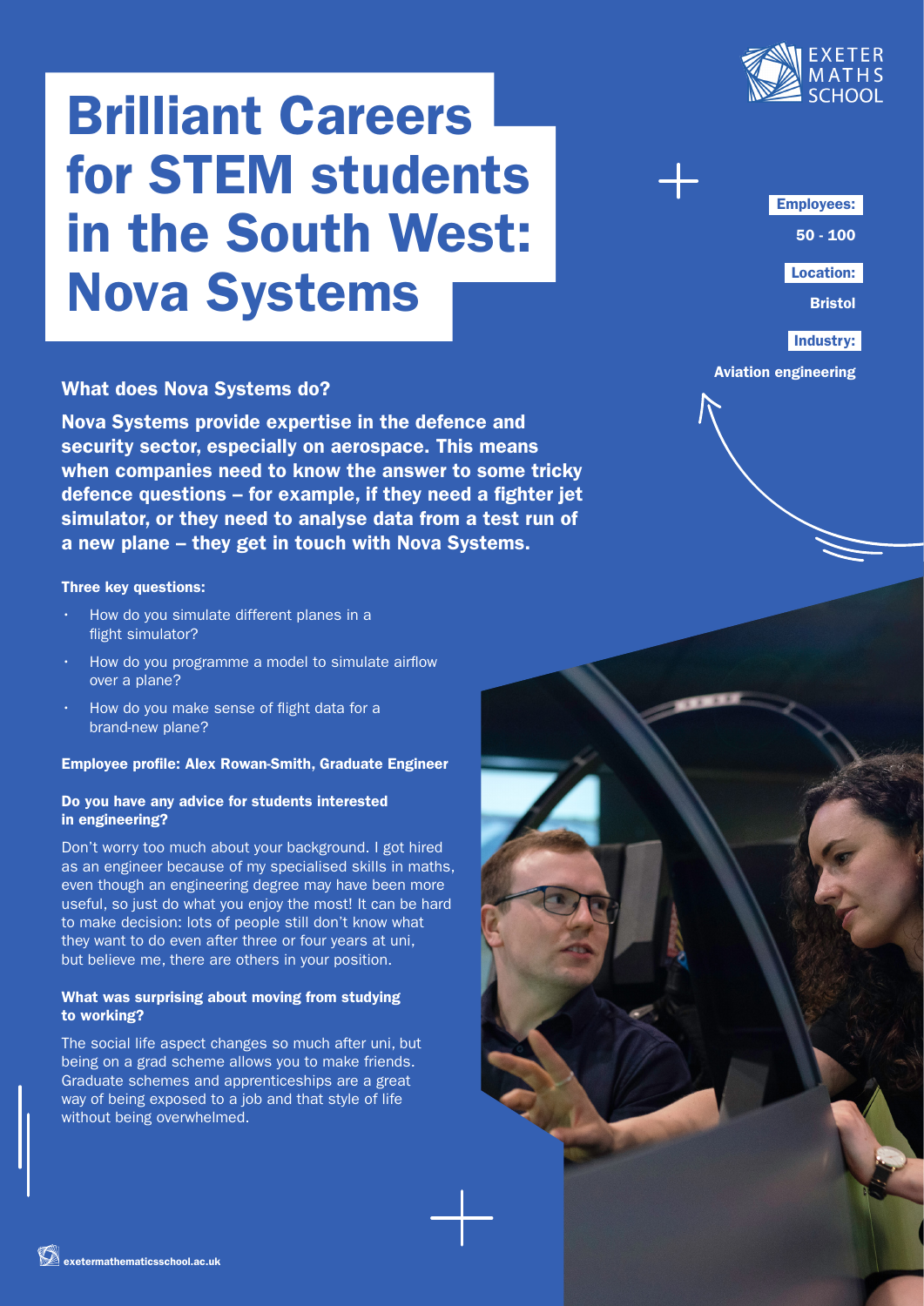# Brilliant Careers for STEM students in the South West: Nova Systems

EXETER MATHS SCHOOL

**Employees:** 50 - 100

**Location:** Bristol

**Industry:** Aviation engineering

## What does Nova Systems do?

**Nova Systems provide expertise in the defence and security sector, especially on aerospace. This means when companies need to know the answer to some tricky defence questions – for example, if they need a fighter jet simulator, or they need to analyse data from a test run of a new plane – they get in touch with Nova Systems.**

### Three key questions:

- How do you simulate different planes in a flight simulator?
- How do you programme a model to simulate airflow over a plane?
- How do you make sense of flight data for a brand-new plane?

### Employee profile: Alex Rowan-Smith, Graduate Engineer

**Do you have any advice for students interested in engineering?**

Don't worry too much about your background. I got hired as an engineer because of my specialised skills in maths, even though an engineering degree may have been more useful, so just do what you enjoy the most! It can be hard to make decision: lots of people still don't know what they want to do even after three or four years at uni, but believe me, there are others in your position.

**What was surprising about moving from studying to working?**

The social life aspect changes so much after uni, but being on a grad scheme allows you to make friends. Graduate schemes and apprenticeships are a great way of being exposed to a job and that style of life without being overwhelmed.

exetermathematicsschool.ac.uk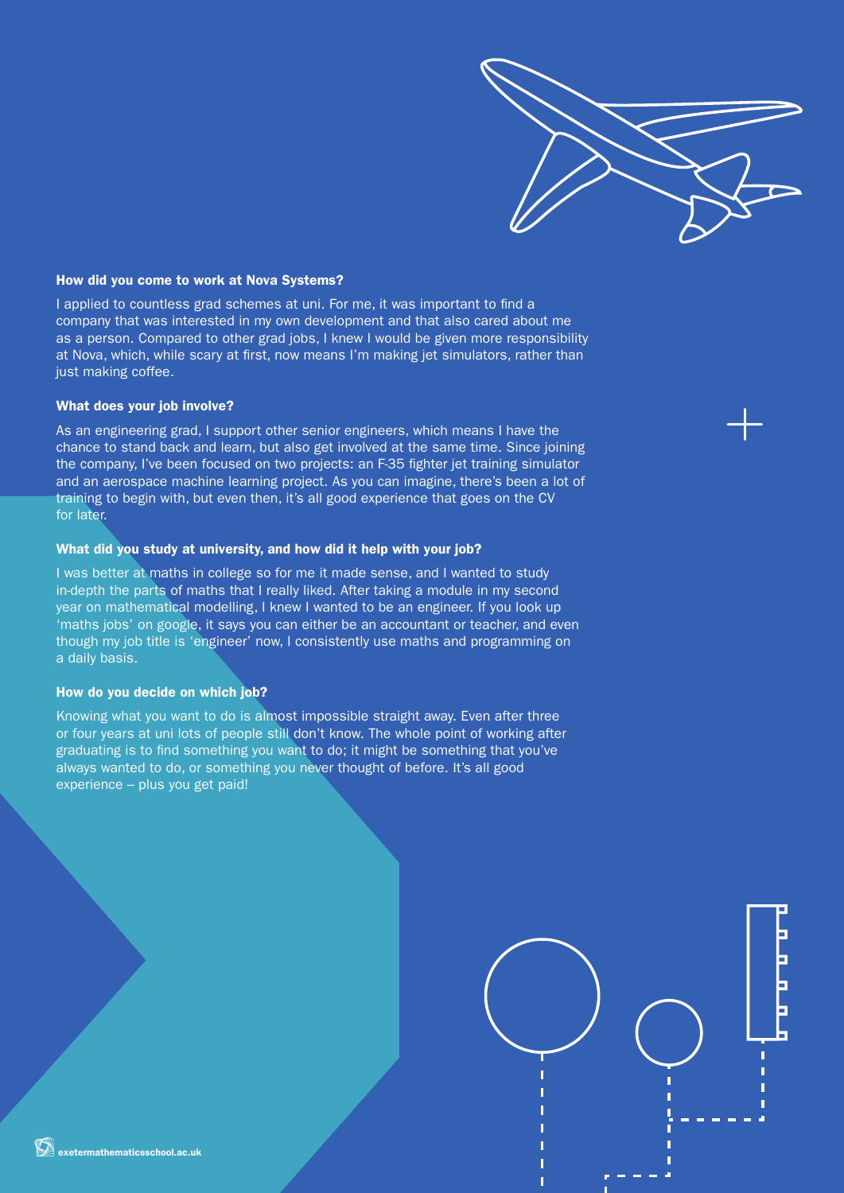### How did you come to work at Nova Systems?

I applied to countless grad schemes at uni. For me, it was important to find a company that was interested in my own development and that also cared about me as a person. Compared to other grad jobs, I knew I would be given more responsibility at Nova, which, while scary at first, now means I'm making jet simulators, rather than just making coffee.

### What does your job involve?

As an engineering grad, I support other senior engineers, which means I have the chance to stand back and learn, but also get involved at the same time. Since joining the company, I've been focused on two projects: an F-35 fighter jet training simulator and an aerospace machine learning project. As you can imagine, there's been a lot of training to begin with, but even then, it's all good experience that goes on the CV for later.

### What did you study at university, and how did it help with your job?

I was better at maths in college so for me it made sense, and I wanted to study in-depth the parts of maths that I really liked. After taking a module in my second year on mathematical modelling, I knew I wanted to be an engineer. If you look up 'maths jobs' on google, it says you can either be an accountant or teacher, and even though my job title is 'engineer' now, I consistently use maths and programming on a daily basis.

### How do you decide on which job?

Knowing what you want to do is almost impossible straight away. Even after three or four years at uni lots of people still don't know. The whole point of working after graduating is to find something you want to do; it might be something that you've always wanted to do, or something you never thought of before. It's all good experience – plus you get paid!

exetermathematicsschool.ac.uk